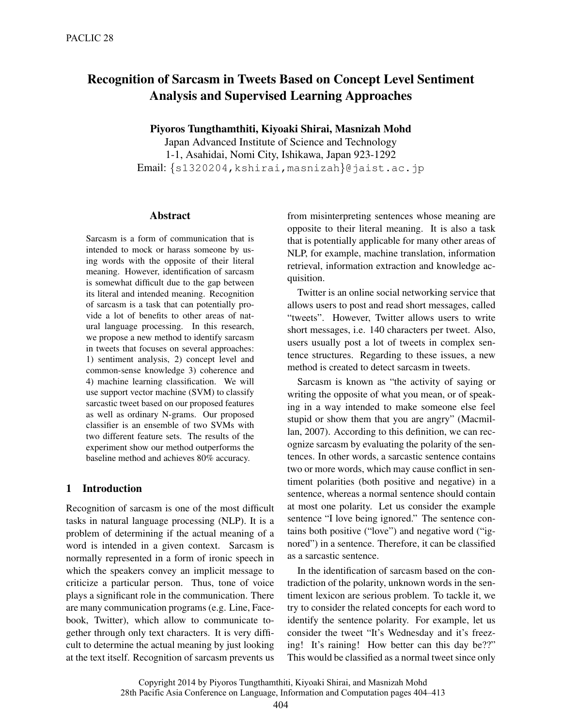# Recognition of Sarcasm in Tweets Based on Concept Level Sentiment Analysis and Supervised Learning Approaches

**Piyoros Tungthamthiti, Kiyoaki Shirai, Masnizah Mohd**

Japan Advanced Institute of Science and Technology
1-1, Asahidai, Nomi City, Ishikawa, Japan 923-1292
Email: {s1320204,kshirai,masnizah}@jaist.ac.jp

## Abstract

Sarcasm is a form of communication that is intended to mock or harass someone by using words with the opposite of their literal meaning. However, identification of sarcasm is somewhat difficult due to the gap between its literal and intended meaning. Recognition of sarcasm is a task that can potentially provide a lot of benefits to other areas of natural language processing. In this research, we propose a new method to identify sarcasm in tweets that focuses on several approaches: 1) sentiment analysis, 2) concept level and common-sense knowledge 3) coherence and 4) machine learning classification. We will use support vector machine (SVM) to classify sarcastic tweet based on our proposed features as well as ordinary N-grams. Our proposed classifier is an ensemble of two SVMs with two different feature sets. The results of the experiment show our method outperforms the baseline method and achieves 80% accuracy.

## 1 Introduction

Recognition of sarcasm is one of the most difficult tasks in natural language processing (NLP). It is a problem of determining if the actual meaning of a word is intended in a given context. Sarcasm is normally represented in a form of ironic speech in which the speakers convey an implicit message to criticize a particular person. Thus, tone of voice plays a significant role in the communication. There are many communication programs (e.g. Line, Facebook, Twitter), which allow to communicate together through only text characters. It is very difficult to determine the actual meaning by just looking at the text itself. Recognition of sarcasm prevents us from misinterpreting sentences whose meaning are opposite to their literal meaning. It is also a task that is potentially applicable for many other areas of NLP, for example, machine translation, information retrieval, information extraction and knowledge acquisition.

Twitter is an online social networking service that allows users to post and read short messages, called "tweets". However, Twitter allows users to write short messages, i.e. 140 characters per tweet. Also, users usually post a lot of tweets in complex sentence structures. Regarding to these issues, a new method is created to detect sarcasm in tweets.

Sarcasm is known as "the activity of saying or writing the opposite of what you mean, or of speaking in a way intended to make someone else feel stupid or show them that you are angry" (Macmillan, 2007). According to this definition, we can recognize sarcasm by evaluating the polarity of the sentences. In other words, a sarcastic sentence contains two or more words, which may cause conflict in sentiment polarities (both positive and negative) in a sentence, whereas a normal sentence should contain at most one polarity. Let us consider the example sentence "I love being ignored." The sentence contains both positive ("love") and negative word ("ignored") in a sentence. Therefore, it can be classified as a sarcastic sentence.

In the identification of sarcasm based on the contradiction of the polarity, unknown words in the sentiment lexicon are serious problem. To tackle it, we try to consider the related concepts for each word to identify the sentence polarity. For example, let us consider the tweet "It's Wednesday and it's freezing! It's raining! How better can this day be??" This would be classified as a normal tweet since only

Copyright 2014 by Piyoros Tungthamthiti, Kiyoaki Shirai, and Masnizah Mohd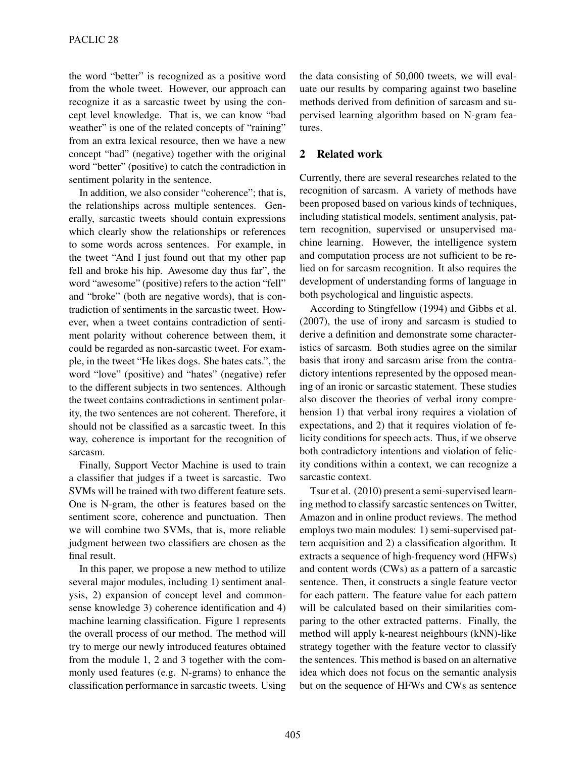the word "better" is recognized as a positive word from the whole tweet. However, our approach can recognize it as a sarcastic tweet by using the concept level knowledge. That is, we can know "bad weather" is one of the related concepts of "raining" from an extra lexical resource, then we have a new concept "bad" (negative) together with the original word "better" (positive) to catch the contradiction in sentiment polarity in the sentence.

In addition, we also consider "coherence"; that is, the relationships across multiple sentences. Generally, sarcastic tweets should contain expressions which clearly show the relationships or references to some words across sentences. For example, in the tweet "And I just found out that my other pap fell and broke his hip. Awesome day thus far", the word "awesome" (positive) refers to the action "fell" and "broke" (both are negative words), that is contradiction of sentiments in the sarcastic tweet. However, when a tweet contains contradiction of sentiment polarity without coherence between them, it could be regarded as non-sarcastic tweet. For example, in the tweet "He likes dogs. She hates cats.", the word "love" (positive) and "hates" (negative) refer to the different subjects in two sentences. Although the tweet contains contradictions in sentiment polarity, the two sentences are not coherent. Therefore, it should not be classified as a sarcastic tweet. In this way, coherence is important for the recognition of sarcasm.

Finally, Support Vector Machine is used to train a classifier that judges if a tweet is sarcastic. Two SVMs will be trained with two different feature sets. One is N-gram, the other is features based on the sentiment score, coherence and punctuation. Then we will combine two SVMs, that is, more reliable judgment between two classifiers are chosen as the final result.

In this paper, we propose a new method to utilize several major modules, including 1) sentiment analysis, 2) expansion of concept level and commonsense knowledge 3) coherence identification and 4) machine learning classification. Figure 1 represents the overall process of our method. The method will try to merge our newly introduced features obtained from the module 1, 2 and 3 together with the commonly used features (e.g. N-grams) to enhance the classification performance in sarcastic tweets. Using the data consisting of 50,000 tweets, we will evaluate our results by comparing against two baseline methods derived from definition of sarcasm and supervised learning algorithm based on N-gram features.

## 2 Related work

Currently, there are several researches related to the recognition of sarcasm. A variety of methods have been proposed based on various kinds of techniques, including statistical models, sentiment analysis, pattern recognition, supervised or unsupervised machine learning. However, the intelligence system and computation process are not sufficient to be relied on for sarcasm recognition. It also requires the development of understanding forms of language in both psychological and linguistic aspects.

According to Stingfellow (1994) and Gibbs et al. (2007), the use of irony and sarcasm is studied to derive a definition and demonstrate some characteristics of sarcasm. Both studies agree on the similar basis that irony and sarcasm arise from the contradictory intentions represented by the opposed meaning of an ironic or sarcastic statement. These studies also discover the theories of verbal irony comprehension 1) that verbal irony requires a violation of expectations, and 2) that it requires violation of felicity conditions for speech acts. Thus, if we observe both contradictory intentions and violation of felicity conditions within a context, we can recognize a sarcastic context.

Tsur et al. (2010) present a semi-supervised learning method to classify sarcastic sentences on Twitter, Amazon and in online product reviews. The method employs two main modules: 1) semi-supervised pattern acquisition and 2) a classification algorithm. It extracts a sequence of high-frequency word (HFWs) and content words (CWs) as a pattern of a sarcastic sentence. Then, it constructs a single feature vector for each pattern. The feature value for each pattern will be calculated based on their similarities comparing to the other extracted patterns. Finally, the method will apply k-nearest neighbours (kNN)-like strategy together with the feature vector to classify the sentences. This method is based on an alternative idea which does not focus on the semantic analysis but on the sequence of HFWs and CWs as sentence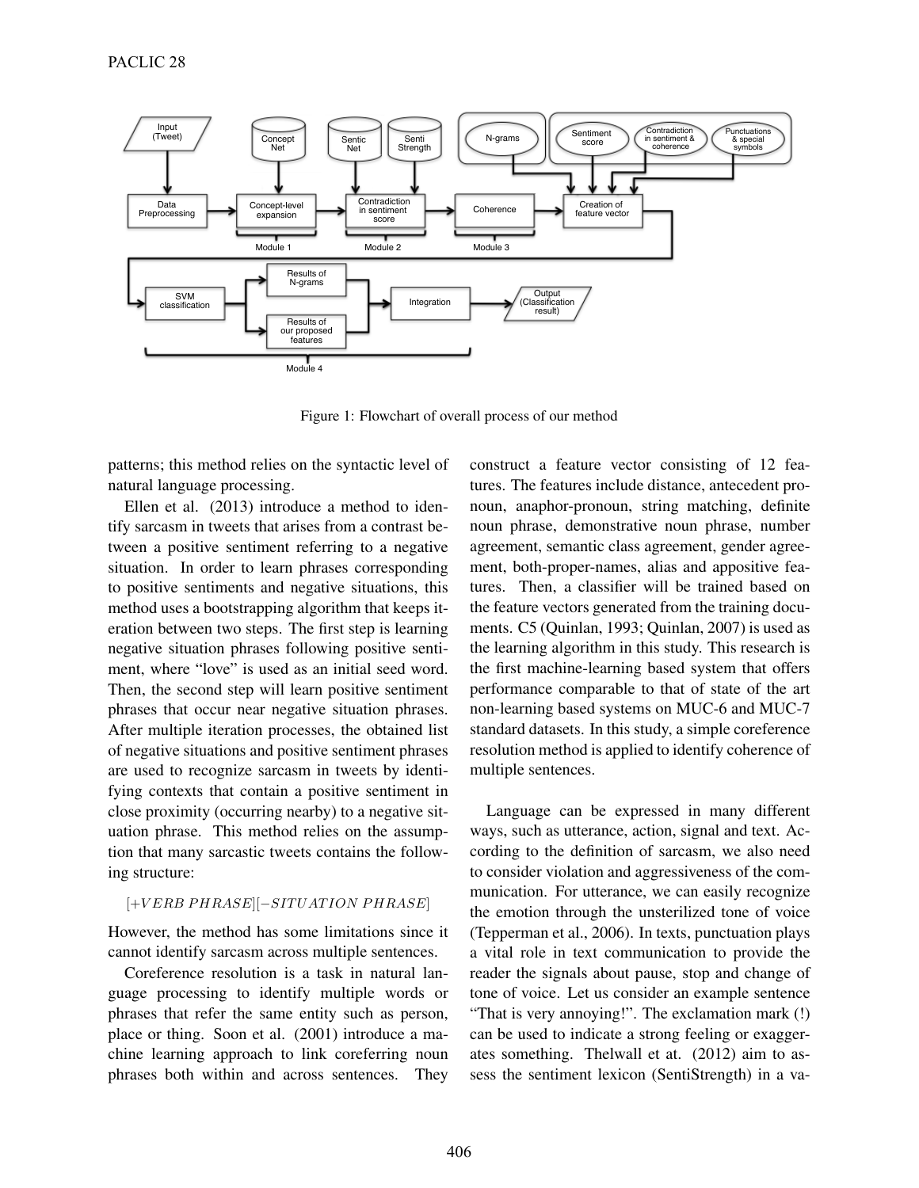Figure 1: Flowchart of overall process of our method

patterns; this method relies on the syntactic level of natural language processing.

Ellen et al. (2013) introduce a method to identify sarcasm in tweets that arises from a contrast between a positive sentiment referring to a negative situation. In order to learn phrases corresponding to positive sentiments and negative situations, this method uses a bootstrapping algorithm that keeps iteration between two steps. The first step is learning negative situation phrases following positive sentiment, where "love" is used as an initial seed word. Then, the second step will learn positive sentiment phrases that occur near negative situation phrases. After multiple iteration processes, the obtained list of negative situations and positive sentiment phrases are used to recognize sarcasm in tweets by identifying contexts that contain a positive sentiment in close proximity (occurring nearby) to a negative situation phrase. This method relies on the assumption that many sarcastic tweets contains the following structure:

$$[+VERB\ PHRASE][-SITUATION\ PHRASE]$$

However, the method has some limitations since it cannot identify sarcasm across multiple sentences.

Coreference resolution is a task in natural language processing to identify multiple words or phrases that refer the same entity such as person, place or thing. Soon et al. (2001) introduce a machine learning approach to link coreferring noun phrases both within and across sentences. They construct a feature vector consisting of 12 features. The features include distance, antecedent pronoun, anaphor-pronoun, string matching, definite noun phrase, demonstrative noun phrase, number agreement, semantic class agreement, gender agreement, both-proper-names, alias and appositive features. Then, a classifier will be trained based on the feature vectors generated from the training documents. C5 (Quinlan, 1993; Quinlan, 2007) is used as the learning algorithm in this study. This research is the first machine-learning based system that offers performance comparable to that of state of the art non-learning based systems on MUC-6 and MUC-7 standard datasets. In this study, a simple coreference resolution method is applied to identify coherence of multiple sentences.

Language can be expressed in many different ways, such as utterance, action, signal and text. According to the definition of sarcasm, we also need to consider violation and aggressiveness of the communication. For utterance, we can easily recognize the emotion through the unsterilized tone of voice (Tepperman et al., 2006). In texts, punctuation plays a vital role in text communication to provide the reader the signals about pause, stop and change of tone of voice. Let us consider an example sentence "That is very annoying!". The exclamation mark (!) can be used to indicate a strong feeling or exaggerates something. Thelwall et at. (2012) aim to assess the sentiment lexicon (SentiStrength) in a va-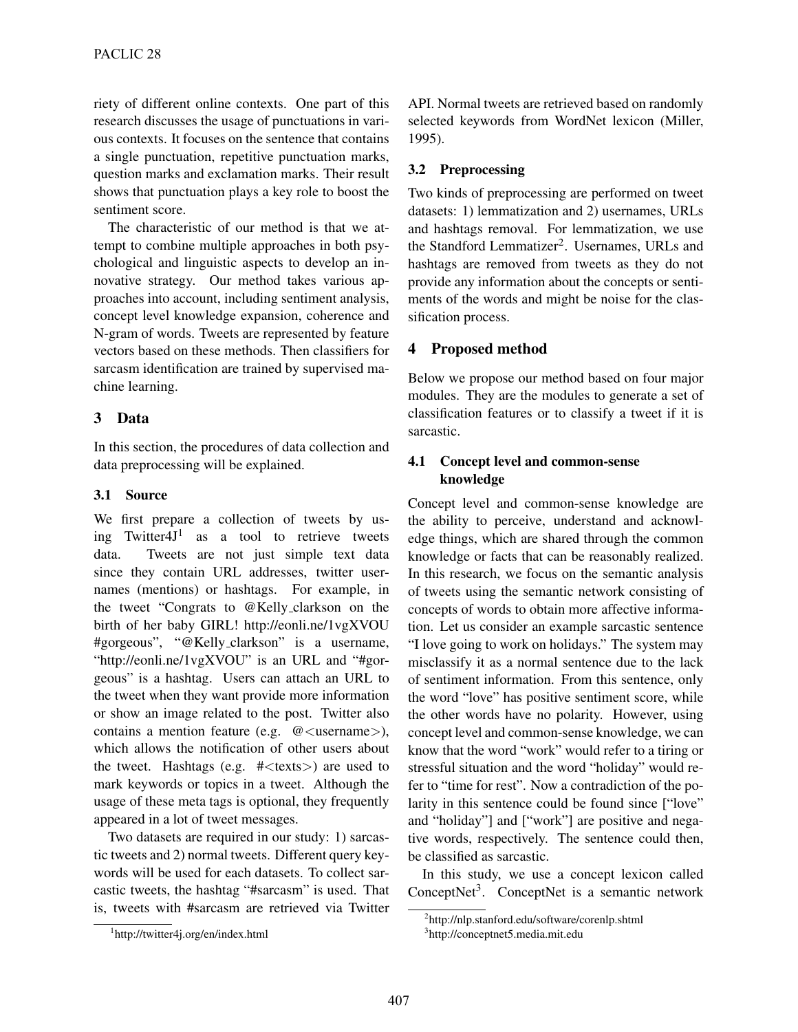riety of different online contexts. One part of this research discusses the usage of punctuations in various contexts. It focuses on the sentence that contains a single punctuation, repetitive punctuation marks, question marks and exclamation marks. Their result shows that punctuation plays a key role to boost the sentiment score.

The characteristic of our method is that we attempt to combine multiple approaches in both psychological and linguistic aspects to develop an innovative strategy. Our method takes various approaches into account, including sentiment analysis, concept level knowledge expansion, coherence and N-gram of words. Tweets are represented by feature vectors based on these methods. Then classifiers for sarcasm identification are trained by supervised machine learning.

## 3 Data

In this section, the procedures of data collection and data preprocessing will be explained.

### 3.1 Source

We first prepare a collection of tweets by using Twitter4J[1] as a tool to retrieve tweets data. Tweets are not just simple text data since they contain URL addresses, twitter usernames (mentions) or hashtags. For example, in the tweet "Congrats to @Kelly_clarkson on the birth of her baby GIRL! http://eonli.ne/1vgXVOU #gorgeous", "@Kelly_clarkson" is a username, "http://eonli.ne/1vgXVOU" is an URL and "#gorgeous" is a hashtag. Users can attach an URL to the tweet when they want provide more information or show an image related to the post. Twitter also contains a mention feature (e.g. @<username>), which allows the notification of other users about the tweet. Hashtags (e.g. #<texts>) are used to mark keywords or topics in a tweet. Although the usage of these meta tags is optional, they frequently appeared in a lot of tweet messages.

Two datasets are required in our study: 1) sarcastic tweets and 2) normal tweets. Different query keywords will be used for each datasets. To collect sarcastic tweets, the hashtag "#sarcasm" is used. That is, tweets with #sarcasm are retrieved via Twitter API. Normal tweets are retrieved based on randomly selected keywords from WordNet lexicon (Miller, 1995).

### 3.2 Preprocessing

Two kinds of preprocessing are performed on tweet datasets: 1) lemmatization and 2) usernames, URLs and hashtags removal. For lemmatization, we use the Standford Lemmatizer[2]. Usernames, URLs and hashtags are removed from tweets as they do not provide any information about the concepts or sentiments of the words and might be noise for the classification process.

## 4 Proposed method

Below we propose our method based on four major modules. They are the modules to generate a set of classification features or to classify a tweet if it is sarcastic.

### 4.1 Concept level and common-sense knowledge

Concept level and common-sense knowledge are the ability to perceive, understand and acknowledge things, which are shared through the common knowledge or facts that can be reasonably realized. In this research, we focus on the semantic analysis of tweets using the semantic network consisting of concepts of words to obtain more affective information. Let us consider an example sarcastic sentence "I love going to work on holidays." The system may misclassify it as a normal sentence due to the lack of sentiment information. From this sentence, only the word "love" has positive sentiment score, while the other words have no polarity. However, using concept level and common-sense knowledge, we can know that the word "work" would refer to a tiring or stressful situation and the word "holiday" would refer to "time for rest". Now a contradiction of the polarity in this sentence could be found since ["love" and "holiday"] and ["work"] are positive and negative words, respectively. The sentence could then, be classified as sarcastic.

In this study, we use a concept lexicon called ConceptNet[3]. ConceptNet is a semantic network

[1] http://twitter4j.org/en/index.html

[2] http://nlp.stanford.edu/software/corenlp.shtml

[3] http://conceptnet5.media.mit.edu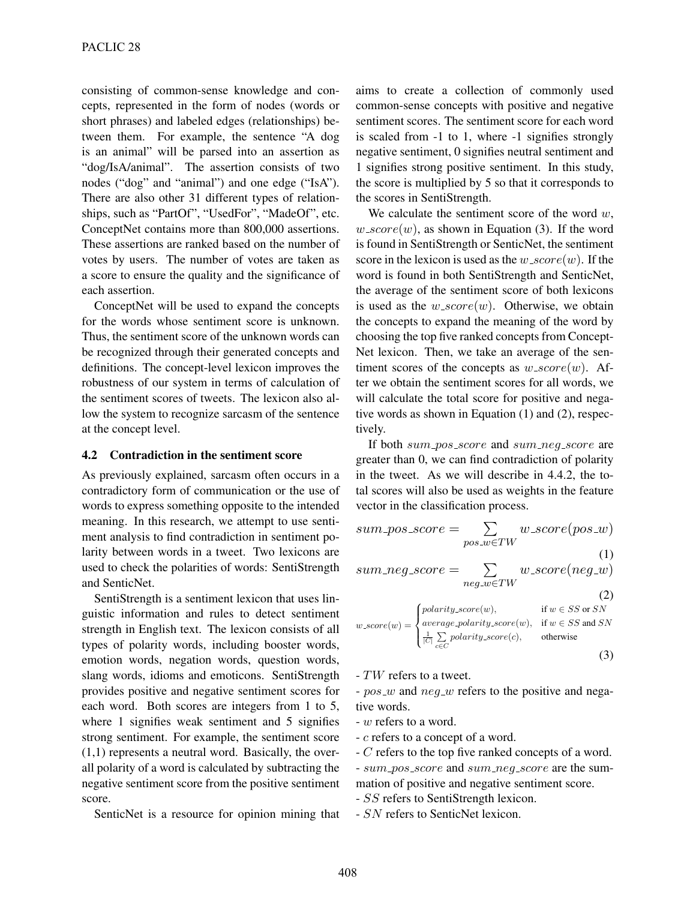consisting of common-sense knowledge and concepts, represented in the form of nodes (words or short phrases) and labeled edges (relationships) between them. For example, the sentence "A dog is an animal" will be parsed into an assertion as "dog/IsA/animal". The assertion consists of two nodes ("dog" and "animal") and one edge ("IsA"). There are also other 31 different types of relationships, such as "PartOf", "UsedFor", "MadeOf", etc. ConceptNet contains more than 800,000 assertions. These assertions are ranked based on the number of votes by users. The number of votes are taken as a score to ensure the quality and the significance of each assertion.

ConceptNet will be used to expand the concepts for the words whose sentiment score is unknown. Thus, the sentiment score of the unknown words can be recognized through their generated concepts and definitions. The concept-level lexicon improves the robustness of our system in terms of calculation of the sentiment scores of tweets. The lexicon also allow the system to recognize sarcasm of the sentence at the concept level.

### 4.2 Contradiction in the sentiment score

As previously explained, sarcasm often occurs in a contradictory form of communication or the use of words to express something opposite to the intended meaning. In this research, we attempt to use sentiment analysis to find contradiction in sentiment polarity between words in a tweet. Two lexicons are used to check the polarities of words: SentiStrength and SenticNet.

SentiStrength is a sentiment lexicon that uses linguistic information and rules to detect sentiment strength in English text. The lexicon consists of all types of polarity words, including booster words, emotion words, negation words, question words, slang words, idioms and emoticons. SentiStrength provides positive and negative sentiment scores for each word. Both scores are integers from 1 to 5, where 1 signifies weak sentiment and 5 signifies strong sentiment. For example, the sentiment score (1,1) represents a neutral word. Basically, the overall polarity of a word is calculated by subtracting the negative sentiment score from the positive sentiment score.

SenticNet is a resource for opinion mining that aims to create a collection of commonly used common-sense concepts with positive and negative sentiment scores. The sentiment score for each word is scaled from -1 to 1, where -1 signifies strongly negative sentiment, 0 signifies neutral sentiment and 1 signifies strong positive sentiment. In this study, the score is multiplied by 5 so that it corresponds to the scores in SentiStrength.

We calculate the sentiment score of the word $w$, $w\_score(w)$, as shown in Equation (3). If the word is found in SentiStrength or SenticNet, the sentiment score in the lexicon is used as the $w\_score(w)$. If the word is found in both SentiStrength and SenticNet, the average of the sentiment score of both lexicons is used as the $w\_score(w)$. Otherwise, we obtain the concepts to expand the meaning of the word by choosing the top five ranked concepts from ConceptNet lexicon. Then, we take an average of the sentiment scores of the concepts as $w\_score(w)$. After we obtain the sentiment scores for all words, we will calculate the total score for positive and negative words as shown in Equation (1) and (2), respectively.

If both $sum\_pos\_score$ and $sum\_neg\_score$ are greater than 0, we can find contradiction of polarity in the tweet. As we will describe in 4.4.2, the total scores will also be used as weights in the feature vector in the classification process.

$$sum\_pos\_score = \sum_{pos\_w \in TW} w\_score(pos\_w) \quad (1)$$

$$sum\_neg\_score = \sum_{neg\_w \in TW} w\_score(neg\_w) \quad (2)$$

$$w\_score(w) = \begin{cases} polarity\_score(w), & \text{if } w \in SS \text{ or } SN \\ average\_polarity\_score(w), & \text{if } w \in SS \text{ and } SN \\ \frac{1}{|C|} \sum_{c \in C} polarity\_score(c), & \text{otherwise} \end{cases} \quad (3)$$

- $TW$ refers to a tweet.
- $pos\_w$ and $neg\_w$ refers to the positive and negative words.
- $w$ refers to a word.
- $c$ refers to a concept of a word.
- $C$ refers to the top five ranked concepts of a word.
- $sum\_pos\_score$ and $sum\_neg\_score$ are the summation of positive and negative sentiment score.
- $SS$ refers to SentiStrength lexicon.
- $SN$ refers to SenticNet lexicon.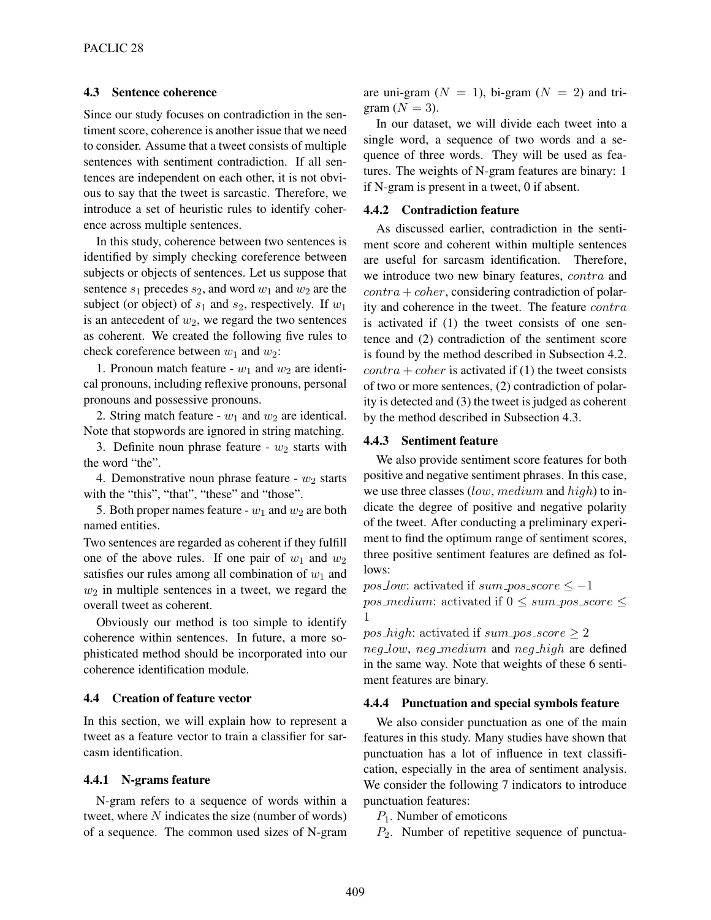### 4.3 Sentence coherence

Since our study focuses on contradiction in the sentiment score, coherence is another issue that we need to consider. Assume that a tweet consists of multiple sentences with sentiment contradiction. If all sentences are independent on each other, it is not obvious to say that the tweet is sarcastic. Therefore, we introduce a set of heuristic rules to identify coherence across multiple sentences.

In this study, coherence between two sentences is identified by simply checking coreference between subjects or objects of sentences. Let us suppose that sentence $s_1$ precedes $s_2$, and word $w_1$ and $w_2$ are the subject (or object) of $s_1$ and $s_2$, respectively. If $w_1$ is an antecedent of $w_2$, we regard the two sentences as coherent. We created the following five rules to check coreference between $w_1$ and $w_2$:

1. Pronoun match feature - $w_1$ and $w_2$ are identical pronouns, including reflexive pronouns, personal pronouns and possessive pronouns.

2. String match feature - $w_1$ and $w_2$ are identical. Note that stopwords are ignored in string matching.

3. Definite noun phrase feature - $w_2$ starts with the word "the".

4. Demonstrative noun phrase feature - $w_2$ starts with the "this", "that", "these" and "those".

5. Both proper names feature - $w_1$ and $w_2$ are both named entities.

Two sentences are regarded as coherent if they fulfill one of the above rules. If one pair of $w_1$ and $w_2$ satisfies our rules among all combination of $w_1$ and $w_2$ in multiple sentences in a tweet, we regard the overall tweet as coherent.

Obviously our method is too simple to identify coherence within sentences. In future, a more sophisticated method should be incorporated into our coherence identification module.

### 4.4 Creation of feature vector

In this section, we will explain how to represent a tweet as a feature vector to train a classifier for sarcasm identification.

#### 4.4.1 N-grams feature

N-gram refers to a sequence of words within a tweet, where $N$ indicates the size (number of words) of a sequence. The common used sizes of N-gram are uni-gram ($N = 1$), bi-gram ($N = 2$) and tri-gram ($N = 3$).

In our dataset, we will divide each tweet into a single word, a sequence of two words and a sequence of three words. They will be used as features. The weights of N-gram features are binary: 1 if N-gram is present in a tweet, 0 if absent.

#### 4.4.2 Contradiction feature

As discussed earlier, contradiction in the sentiment score and coherent within multiple sentences are useful for sarcasm identification. Therefore, we introduce two new binary features, $contra$ and $contra + coher$, considering contradiction of polarity and coherence in the tweet. The feature $contra$ is activated if (1) the tweet consists of one sentence and (2) contradiction of the sentiment score is found by the method described in Subsection 4.2. $contra + coher$ is activated if (1) the tweet consists of two or more sentences, (2) contradiction of polarity is detected and (3) the tweet is judged as coherent by the method described in Subsection 4.3.

#### 4.4.3 Sentiment feature

We also provide sentiment score features for both positive and negative sentiment phrases. In this case, we use three classes ($low$, $medium$ and $high$) to indicate the degree of positive and negative polarity of the tweet. After conducting a preliminary experiment to find the optimum range of sentiment scores, three positive sentiment features are defined as follows:

$pos\_low$: activated if $sum\_pos\_score \leq -1$
$pos\_medium$: activated if $0 \leq sum\_pos\_score \leq 1$
$pos\_high$: activated if $sum\_pos\_score \geq 2$
$neg\_low$, $neg\_medium$ and $neg\_high$ are defined in the same way. Note that weights of these 6 sentiment features are binary.

#### 4.4.4 Punctuation and special symbols feature

We also consider punctuation as one of the main features in this study. Many studies have shown that punctuation has a lot of influence in text classification, especially in the area of sentiment analysis. We consider the following 7 indicators to introduce punctuation features:

$P_1$. Number of emoticons

$P_2$. Number of repetitive sequence of punctua-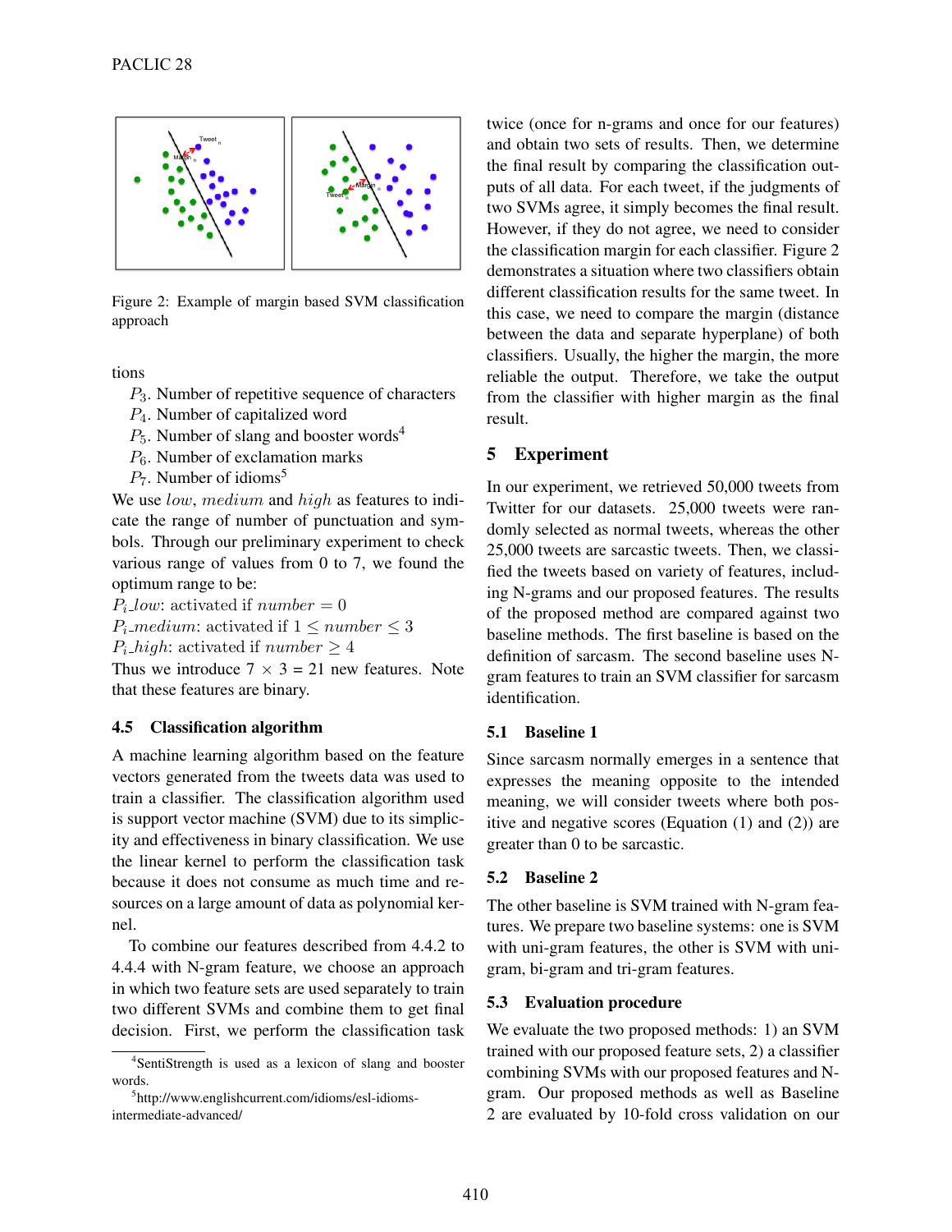Figure 2: Example of margin based SVM classification approach

tions

$P_3$. Number of repetitive sequence of characters
$P_4$. Number of capitalized word
$P_5$. Number of slang and booster words[4]
$P_6$. Number of exclamation marks
$P_7$. Number of idioms[5]

We use *low*, *medium* and *high* as features to indicate the range of number of punctuation and symbols. Through our preliminary experiment to check various range of values from 0 to 7, we found the optimum range to be:

$P_i\_low$: activated if $number = 0$
$P_i\_medium$: activated if $1 \leq number \leq 3$
$P_i\_high$: activated if $number \geq 4$

Thus we introduce $7 \times 3 = 21$ new features. Note that these features are binary.

### 4.5 Classification algorithm

A machine learning algorithm based on the feature vectors generated from the tweets data was used to train a classifier. The classification algorithm used is support vector machine (SVM) due to its simplicity and effectiveness in binary classification. We use the linear kernel to perform the classification task because it does not consume as much time and resources on a large amount of data as polynomial kernel.

To combine our features described from 4.4.2 to 4.4.4 with N-gram feature, we choose an approach in which two feature sets are used separately to train two different SVMs and combine them to get final decision. First, we perform the classification task twice (once for n-grams and once for our features) and obtain two sets of results. Then, we determine the final result by comparing the classification outputs of all data. For each tweet, if the judgments of two SVMs agree, it simply becomes the final result. However, if they do not agree, we need to consider the classification margin for each classifier. Figure 2 demonstrates a situation where two classifiers obtain different classification results for the same tweet. In this case, we need to compare the margin (distance between the data and separate hyperplane) of both classifiers. Usually, the higher the margin, the more reliable the output. Therefore, we take the output from the classifier with higher margin as the final result.

## 5 Experiment

In our experiment, we retrieved 50,000 tweets from Twitter for our datasets. 25,000 tweets were randomly selected as normal tweets, whereas the other 25,000 tweets are sarcastic tweets. Then, we classified the tweets based on variety of features, including N-grams and our proposed features. The results of the proposed method are compared against two baseline methods. The first baseline is based on the definition of sarcasm. The second baseline uses N-gram features to train an SVM classifier for sarcasm identification.

### 5.1 Baseline 1

Since sarcasm normally emerges in a sentence that expresses the meaning opposite to the intended meaning, we will consider tweets where both positive and negative scores (Equation (1) and (2)) are greater than 0 to be sarcastic.

### 5.2 Baseline 2

The other baseline is SVM trained with N-gram features. We prepare two baseline systems: one is SVM with uni-gram features, the other is SVM with uni-gram, bi-gram and tri-gram features.

### 5.3 Evaluation procedure

We evaluate the two proposed methods: 1) an SVM trained with our proposed feature sets, 2) a classifier combining SVMs with our proposed features and N-gram. Our proposed methods as well as Baseline 2 are evaluated by 10-fold cross validation on our

[4] SentiStrength is used as a lexicon of slang and booster words.

[5] http://www.englishcurrent.com/idioms/esl-idioms-intermediate-advanced/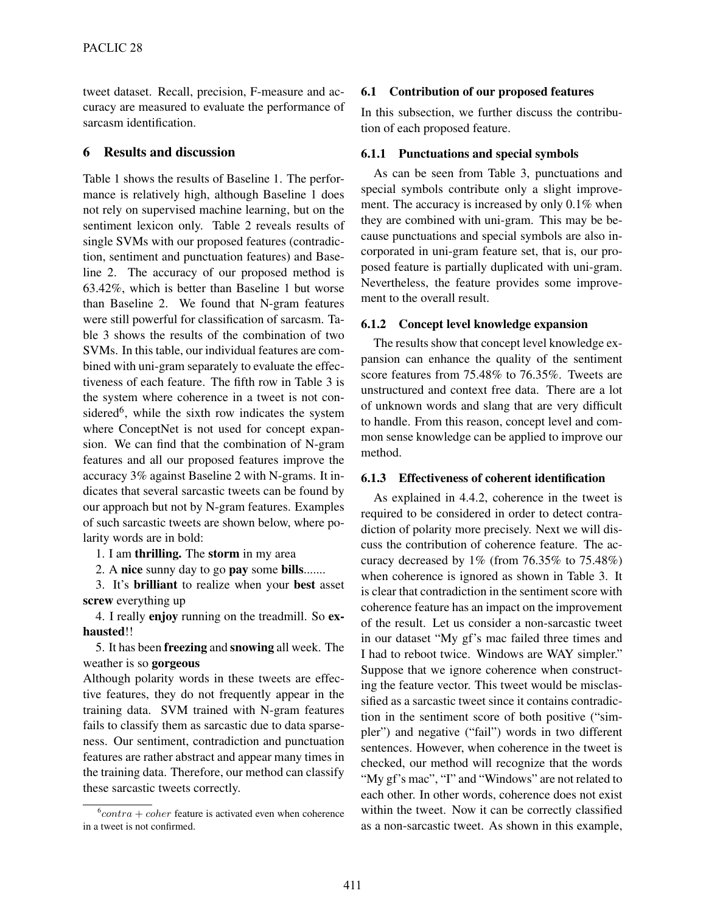tweet dataset. Recall, precision, F-measure and accuracy are measured to evaluate the performance of sarcasm identification.

## 6 Results and discussion

Table 1 shows the results of Baseline 1. The performance is relatively high, although Baseline 1 does not rely on supervised machine learning, but on the sentiment lexicon only. Table 2 reveals results of single SVMs with our proposed features (contradiction, sentiment and punctuation features) and Baseline 2. The accuracy of our proposed method is 63.42%, which is better than Baseline 1 but worse than Baseline 2. We found that N-gram features were still powerful for classification of sarcasm. Table 3 shows the results of the combination of two SVMs. In this table, our individual features are combined with uni-gram separately to evaluate the effectiveness of each feature. The fifth row in Table 3 is the system where coherence in a tweet is not considered[6], while the sixth row indicates the system where ConceptNet is not used for concept expansion. We can find that the combination of N-gram features and all our proposed features improve the accuracy 3% against Baseline 2 with N-grams. It indicates that several sarcastic tweets can be found by our approach but not by N-gram features. Examples of such sarcastic tweets are shown below, where polarity words are in bold:

1. I am **thrilling.** The **storm** in my area

2. A **nice** sunny day to go **pay** some **bills**.......

3. It's **brilliant** to realize when your **best** asset **screw** everything up

4. I really **enjoy** running on the treadmill. So **exhausted**!!

5. It has been **freezing** and **snowing** all week. The weather is so **gorgeous**

Although polarity words in these tweets are effective features, they do not frequently appear in the training data. SVM trained with N-gram features fails to classify them as sarcastic due to data sparseness. Our sentiment, contradiction and punctuation features are rather abstract and appear many times in the training data. Therefore, our method can classify these sarcastic tweets correctly.

[6] $contra + coher$ feature is activated even when coherence in a tweet is not confirmed.

### 6.1 Contribution of our proposed features

In this subsection, we further discuss the contribution of each proposed feature.

#### 6.1.1 Punctuations and special symbols

As can be seen from Table 3, punctuations and special symbols contribute only a slight improvement. The accuracy is increased by only 0.1% when they are combined with uni-gram. This may be because punctuations and special symbols are also incorporated in uni-gram feature set, that is, our proposed feature is partially duplicated with uni-gram. Nevertheless, the feature provides some improvement to the overall result.

#### 6.1.2 Concept level knowledge expansion

The results show that concept level knowledge expansion can enhance the quality of the sentiment score features from 75.48% to 76.35%. Tweets are unstructured and context free data. There are a lot of unknown words and slang that are very difficult to handle. From this reason, concept level and common sense knowledge can be applied to improve our method.

#### 6.1.3 Effectiveness of coherent identification

As explained in 4.4.2, coherence in the tweet is required to be considered in order to detect contradiction of polarity more precisely. Next we will discuss the contribution of coherence feature. The accuracy decreased by 1% (from 76.35% to 75.48%) when coherence is ignored as shown in Table 3. It is clear that contradiction in the sentiment score with coherence feature has an impact on the improvement of the result. Let us consider a non-sarcastic tweet in our dataset "My gf's mac failed three times and I had to reboot twice. Windows are WAY simpler." Suppose that we ignore coherence when constructing the feature vector. This tweet would be misclassified as a sarcastic tweet since it contains contradiction in the sentiment score of both positive ("simpler") and negative ("fail") words in two different sentences. However, when coherence in the tweet is checked, our method will recognize that the words "My gf's mac", "I" and "Windows" are not related to each other. In other words, coherence does not exist within the tweet. Now it can be correctly classified as a non-sarcastic tweet. As shown in this example,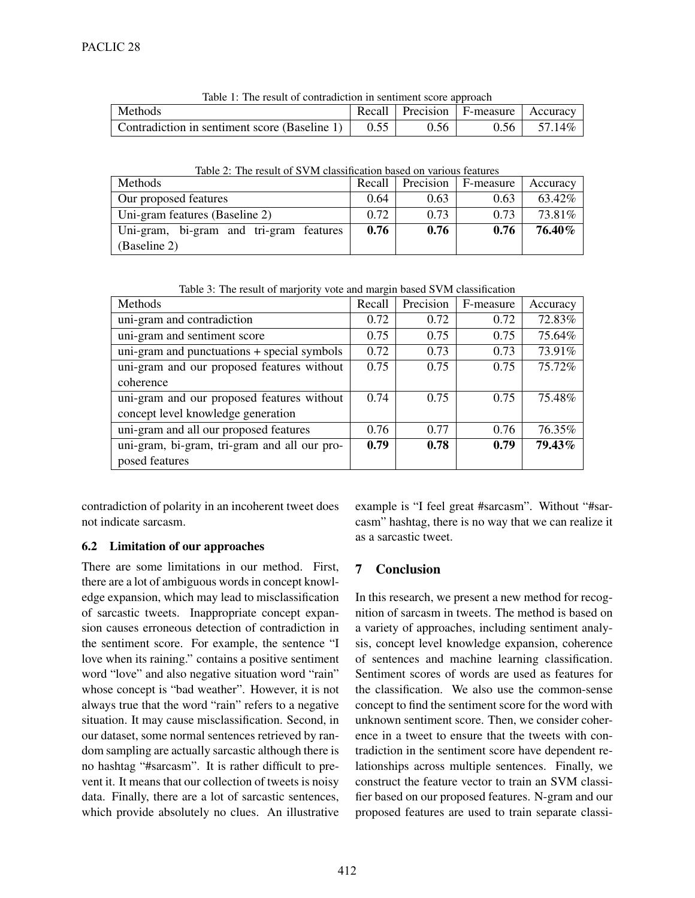Table 1: The result of contradiction in sentiment score approach

| Methods | Recall | Precision | F-measure | Accuracy |
|---|---|---|---|---|
| Contradiction in sentiment score (Baseline 1) | 0.55 | 0.56 | 0.56 | 57.14% |

Table 2: The result of SVM classification based on various features

| Methods | Recall | Precision | F-measure | Accuracy |
|---|---|---|---|---|
| Our proposed features | 0.64 | 0.63 | 0.63 | 63.42% |
| Uni-gram features (Baseline 2) | 0.72 | 0.73 | 0.73 | 73.81% |
| Uni-gram, bi-gram and tri-gram features (Baseline 2) | **0.76** | **0.76** | **0.76** | **76.40%** |

Table 3: The result of marjority vote and margin based SVM classification

| Methods | Recall | Precision | F-measure | Accuracy |
|---|---|---|---|---|
| uni-gram and contradiction | 0.72 | 0.72 | 0.72 | 72.83% |
| uni-gram and sentiment score | 0.75 | 0.75 | 0.75 | 75.64% |
| uni-gram and punctuations + special symbols | 0.72 | 0.73 | 0.73 | 73.91% |
| uni-gram and our proposed features without coherence | 0.75 | 0.75 | 0.75 | 75.72% |
| uni-gram and our proposed features without concept level knowledge generation | 0.74 | 0.75 | 0.75 | 75.48% |
| uni-gram and all our proposed features | 0.76 | 0.77 | 0.76 | 76.35% |
| uni-gram, bi-gram, tri-gram and all our proposed features | **0.79** | **0.78** | **0.79** | **79.43%** |

contradiction of polarity in an incoherent tweet does not indicate sarcasm.

### 6.2 Limitation of our approaches

There are some limitations in our method. First, there are a lot of ambiguous words in concept knowledge expansion, which may lead to misclassification of sarcastic tweets. Inappropriate concept expansion causes erroneous detection of contradiction in the sentiment score. For example, the sentence "I love when its raining." contains a positive sentiment word "love" and also negative situation word "rain" whose concept is "bad weather". However, it is not always true that the word "rain" refers to a negative situation. It may cause misclassification. Second, in our dataset, some normal sentences retrieved by random sampling are actually sarcastic although there is no hashtag "#sarcasm". It is rather difficult to prevent it. It means that our collection of tweets is noisy data. Finally, there are a lot of sarcastic sentences, which provide absolutely no clues. An illustrative example is "I feel great #sarcasm". Without "#sarcasm" hashtag, there is no way that we can realize it as a sarcastic tweet.

## 7 Conclusion

In this research, we present a new method for recognition of sarcasm in tweets. The method is based on a variety of approaches, including sentiment analysis, concept level knowledge expansion, coherence of sentences and machine learning classification. Sentiment scores of words are used as features for the classification. We also use the common-sense concept to find the sentiment score for the word with unknown sentiment score. Then, we consider coherence in a tweet to ensure that the tweets with contradiction in the sentiment score have dependent relationships across multiple sentences. Finally, we construct the feature vector to train an SVM classifier based on our proposed features. N-gram and our proposed features are used to train separate classi-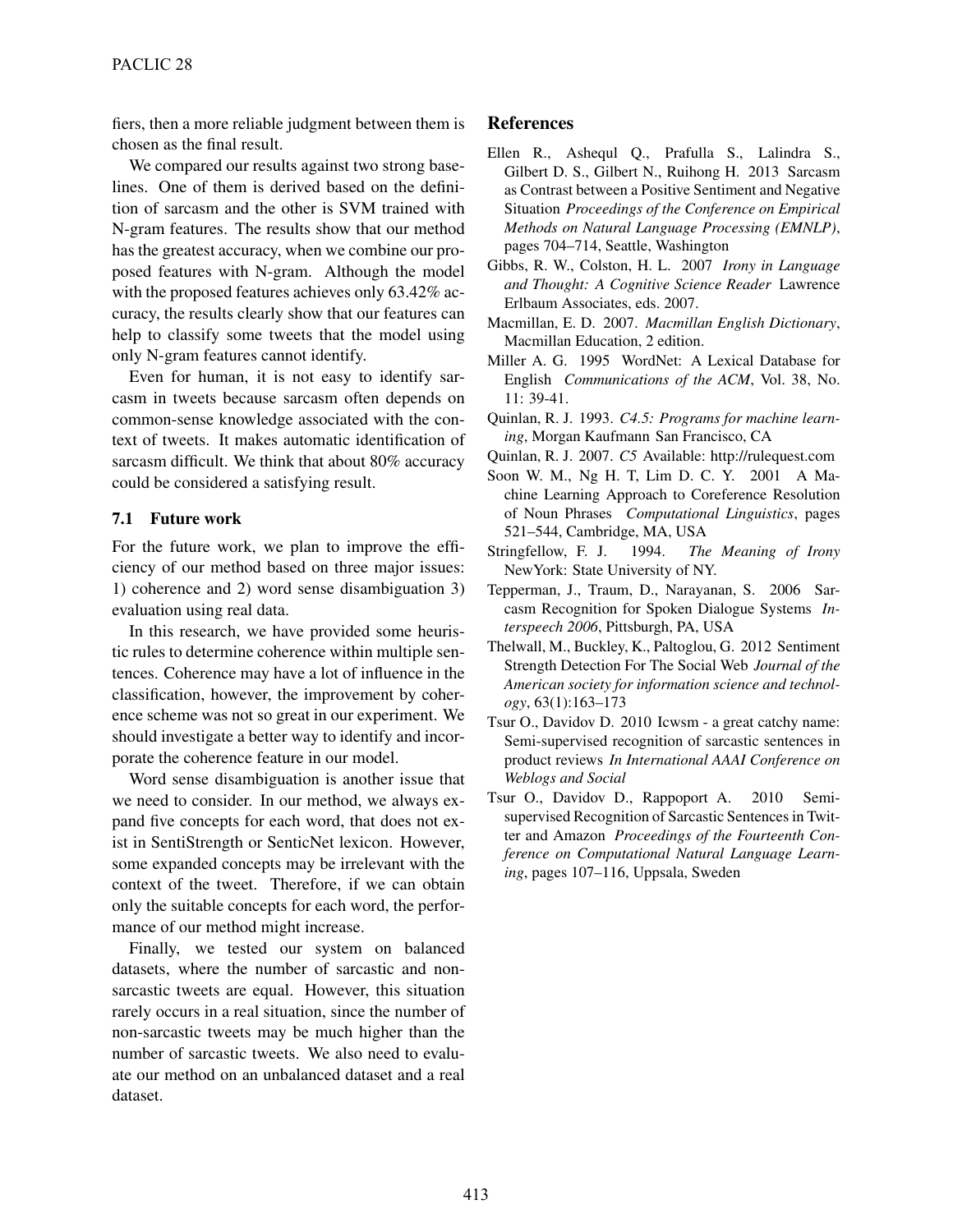fiers, then a more reliable judgment between them is chosen as the final result.

We compared our results against two strong baselines. One of them is derived based on the definition of sarcasm and the other is SVM trained with N-gram features. The results show that our method has the greatest accuracy, when we combine our proposed features with N-gram. Although the model with the proposed features achieves only 63.42% accuracy, the results clearly show that our features can help to classify some tweets that the model using only N-gram features cannot identify.

Even for human, it is not easy to identify sarcasm in tweets because sarcasm often depends on common-sense knowledge associated with the context of tweets. It makes automatic identification of sarcasm difficult. We think that about 80% accuracy could be considered a satisfying result.

### 7.1 Future work

For the future work, we plan to improve the efficiency of our method based on three major issues: 1) coherence and 2) word sense disambiguation 3) evaluation using real data.

In this research, we have provided some heuristic rules to determine coherence within multiple sentences. Coherence may have a lot of influence in the classification, however, the improvement by coherence scheme was not so great in our experiment. We should investigate a better way to identify and incorporate the coherence feature in our model.

Word sense disambiguation is another issue that we need to consider. In our method, we always expand five concepts for each word, that does not exist in SentiStrength or SenticNet lexicon. However, some expanded concepts may be irrelevant with the context of the tweet. Therefore, if we can obtain only the suitable concepts for each word, the performance of our method might increase.

Finally, we tested our system on balanced datasets, where the number of sarcastic and non-sarcastic tweets are equal. However, this situation rarely occurs in a real situation, since the number of non-sarcastic tweets may be much higher than the number of sarcastic tweets. We also need to evaluate our method on an unbalanced dataset and a real dataset.

## References

Ellen R., Ashequl Q., Prafulla S., Lalindra S., Gilbert D. S., Gilbert N., Ruihong H. 2013 Sarcasm as Contrast between a Positive Sentiment and Negative Situation *Proceedings of the Conference on Empirical Methods on Natural Language Processing (EMNLP)*, pages 704–714, Seattle, Washington

Gibbs, R. W., Colston, H. L. 2007 *Irony in Language and Thought: A Cognitive Science Reader* Lawrence Erlbaum Associates, eds. 2007.

Macmillan, E. D. 2007. *Macmillan English Dictionary*, Macmillan Education, 2 edition.

Miller A. G. 1995 WordNet: A Lexical Database for English *Communications of the ACM*, Vol. 38, No. 11: 39-41.

Quinlan, R. J. 1993. *C4.5: Programs for machine learning*, Morgan Kaufmann San Francisco, CA

Quinlan, R. J. 2007. *C5* Available: http://rulequest.com

Soon W. M., Ng H. T, Lim D. C. Y. 2001 A Machine Learning Approach to Coreference Resolution of Noun Phrases *Computational Linguistics*, pages 521–544, Cambridge, MA, USA

Stringfellow, F. J. 1994. *The Meaning of Irony* NewYork: State University of NY.

Tepperman, J., Traum, D., Narayanan, S. 2006 Sarcasm Recognition for Spoken Dialogue Systems *Interspeech 2006*, Pittsburgh, PA, USA

Thelwall, M., Buckley, K., Paltoglou, G. 2012 Sentiment Strength Detection For The Social Web *Journal of the American society for information science and technology*, 63(1):163–173

Tsur O., Davidov D. 2010 Icwsm - a great catchy name: Semi-supervised recognition of sarcastic sentences in product reviews *In International AAAI Conference on Weblogs and Social*

Tsur O., Davidov D., Rappoport A. 2010 Semi-supervised Recognition of Sarcastic Sentences in Twitter and Amazon *Proceedings of the Fourteenth Conference on Computational Natural Language Learning*, pages 107–116, Uppsala, Sweden